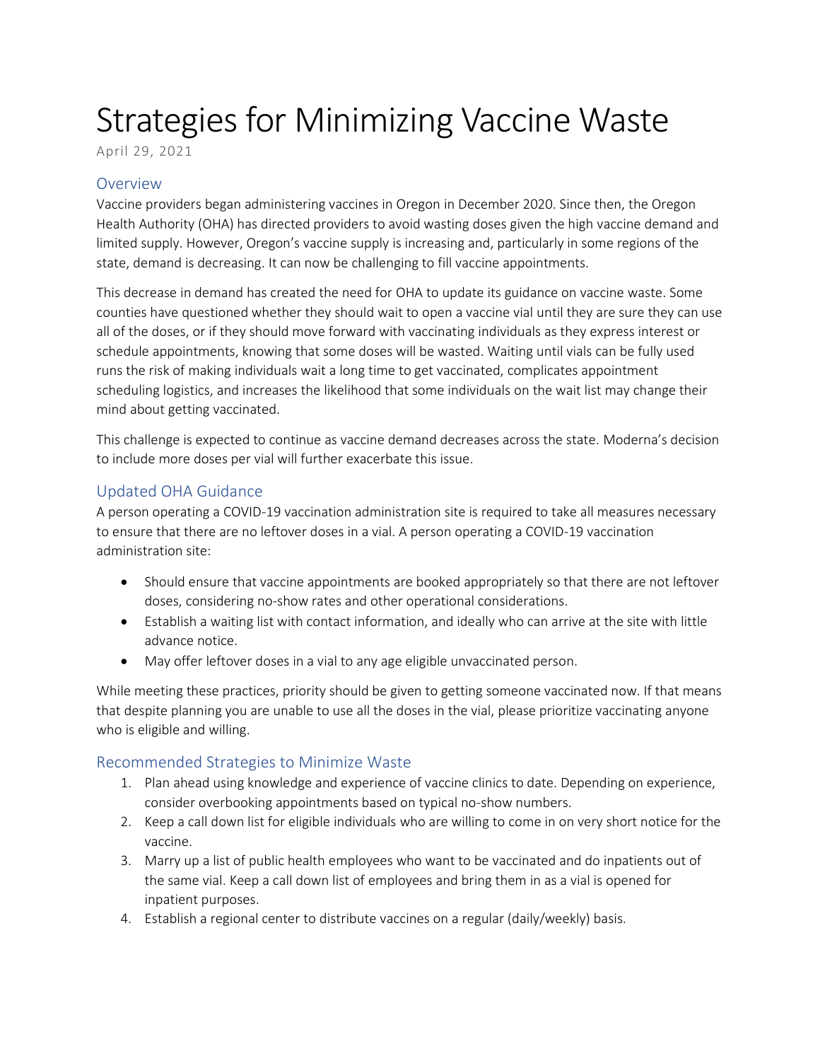# Strategies for Minimizing Vaccine Waste

April 29, 2021

## Overview

Vaccine providers began administering vaccines in Oregon in December 2020. Since then, the Oregon Health Authority (OHA) has directed providers to avoid wasting doses given the high vaccine demand and limited supply. However, Oregon's vaccine supply is increasing and, particularly in some regions of the state, demand is decreasing. It can now be challenging to fill vaccine appointments.

This decrease in demand has created the need for OHA to update its guidance on vaccine waste. Some counties have questioned whether they should wait to open a vaccine vial until they are sure they can use all of the doses, or if they should move forward with vaccinating individuals as they express interest or schedule appointments, knowing that some doses will be wasted. Waiting until vials can be fully used runs the risk of making individuals wait a long time to get vaccinated, complicates appointment scheduling logistics, and increases the likelihood that some individuals on the wait list may change their mind about getting vaccinated.

This challenge is expected to continue as vaccine demand decreases across the state. Moderna's decision to include more doses per vial will further exacerbate this issue.

## Updated OHA Guidance

A person operating a COVID-19 vaccination administration site is required to take all measures necessary to ensure that there are no leftover doses in a vial. A person operating a COVID-19 vaccination administration site:

- Should ensure that vaccine appointments are booked appropriately so that there are not leftover doses, considering no-show rates and other operational considerations.
- Establish a waiting list with contact information, and ideally who can arrive at the site with little advance notice.
- May offer leftover doses in a vial to any age eligible unvaccinated person.

While meeting these practices, priority should be given to getting someone vaccinated now. If that means that despite planning you are unable to use all the doses in the vial, please prioritize vaccinating anyone who is eligible and willing.

## Recommended Strategies to Minimize Waste

1. Plan ahead using knowledge and experience of vaccine clinics to date. Depending on experience, consider overbooking appointments based on typical no-show numbers.
2. Keep a call down list for eligible individuals who are willing to come in on very short notice for the vaccine.
3. Marry up a list of public health employees who want to be vaccinated and do inpatients out of the same vial. Keep a call down list of employees and bring them in as a vial is opened for inpatient purposes.
4. Establish a regional center to distribute vaccines on a regular (daily/weekly) basis.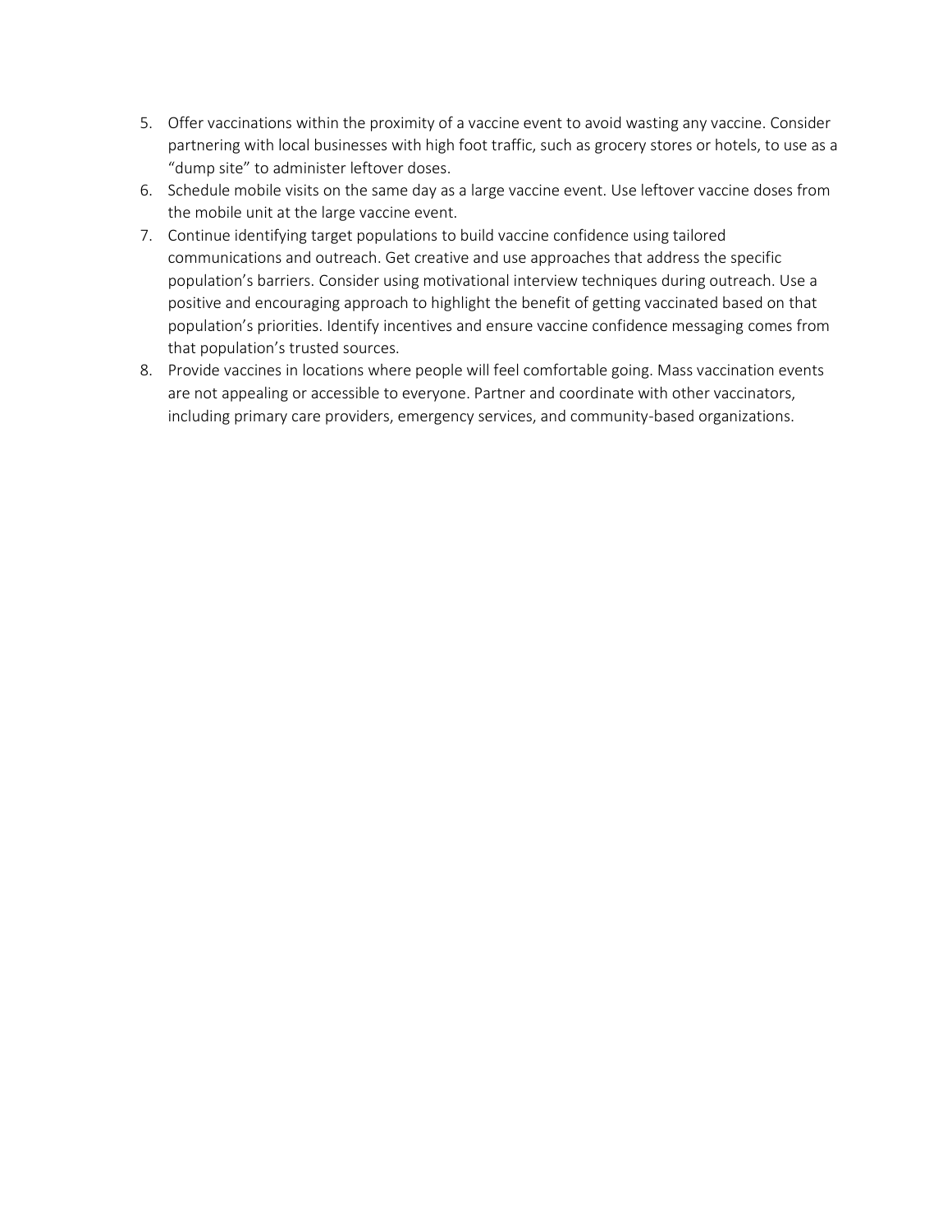5. Offer vaccinations within the proximity of a vaccine event to avoid wasting any vaccine. Consider partnering with local businesses with high foot traffic, such as grocery stores or hotels, to use as a "dump site" to administer leftover doses.
6. Schedule mobile visits on the same day as a large vaccine event. Use leftover vaccine doses from the mobile unit at the large vaccine event.
7. Continue identifying target populations to build vaccine confidence using tailored communications and outreach. Get creative and use approaches that address the specific population's barriers. Consider using motivational interview techniques during outreach. Use a positive and encouraging approach to highlight the benefit of getting vaccinated based on that population's priorities. Identify incentives and ensure vaccine confidence messaging comes from that population's trusted sources.
8. Provide vaccines in locations where people will feel comfortable going. Mass vaccination events are not appealing or accessible to everyone. Partner and coordinate with other vaccinators, including primary care providers, emergency services, and community-based organizations.